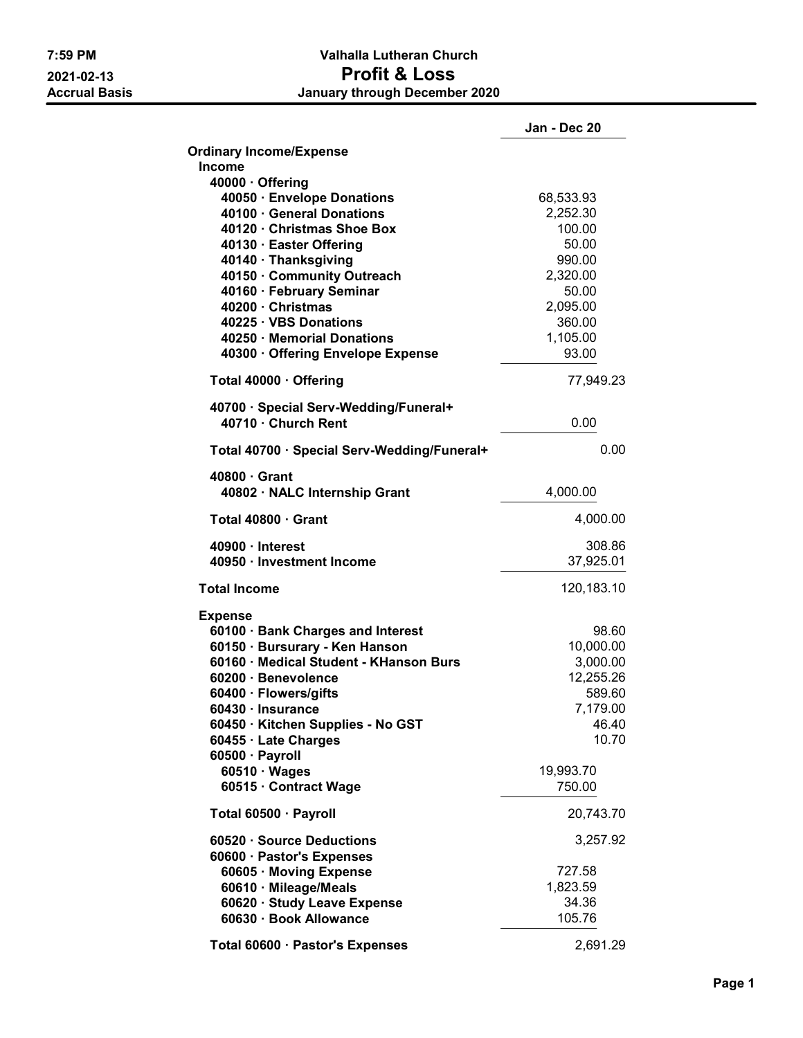**7:59 PM**
**2021-02-13**
**Accrual Basis**

# Valhalla Lutheran Church
## Profit & Loss
### January through December 2020

| | | Jan - Dec 20 |
|---|---|---|
| **Ordinary Income/Expense** | | |
| **Income** | | |
| **40000 · Offering** | | |
| **40050 · Envelope Donations** | 68,533.93 | |
| **40100 · General Donations** | 2,252.30 | |
| **40120 · Christmas Shoe Box** | 100.00 | |
| **40130 · Easter Offering** | 50.00 | |
| **40140 · Thanksgiving** | 990.00 | |
| **40150 · Community Outreach** | 2,320.00 | |
| **40160 · February Seminar** | 50.00 | |
| **40200 · Christmas** | 2,095.00 | |
| **40225 · VBS Donations** | 360.00 | |
| **40250 · Memorial Donations** | 1,105.00 | |
| **40300 · Offering Envelope Expense** | 93.00 | |
| **Total 40000 · Offering** | | 77,949.23 |
| **40700 · Special Serv-Wedding/Funeral+** | | |
| **40710 · Church Rent** | 0.00 | |
| **Total 40700 · Special Serv-Wedding/Funeral+** | | 0.00 |
| **40800 · Grant** | | |
| **40802 · NALC Internship Grant** | 4,000.00 | |
| **Total 40800 · Grant** | | 4,000.00 |
| **40900 · Interest** | | 308.86 |
| **40950 · Investment Income** | | 37,925.01 |
| **Total Income** | | 120,183.10 |
| **Expense** | | |
| **60100 · Bank Charges and Interest** | | 98.60 |
| **60150 · Bursurary - Ken Hanson** | | 10,000.00 |
| **60160 · Medical Student - KHanson Burs** | | 3,000.00 |
| **60200 · Benevolence** | | 12,255.26 |
| **60400 · Flowers/gifts** | | 589.60 |
| **60430 · Insurance** | | 7,179.00 |
| **60450 · Kitchen Supplies - No GST** | | 46.40 |
| **60455 · Late Charges** | | 10.70 |
| **60500 · Payroll** | | |
| **60510 · Wages** | 19,993.70 | |
| **60515 · Contract Wage** | 750.00 | |
| **Total 60500 · Payroll** | | 20,743.70 |
| **60520 · Source Deductions** | | 3,257.92 |
| **60600 · Pastor's Expenses** | | |
| **60605 · Moving Expense** | 727.58 | |
| **60610 · Mileage/Meals** | 1,823.59 | |
| **60620 · Study Leave Expense** | 34.36 | |
| **60630 · Book Allowance** | 105.76 | |
| **Total 60600 · Pastor's Expenses** | | 2,691.29 |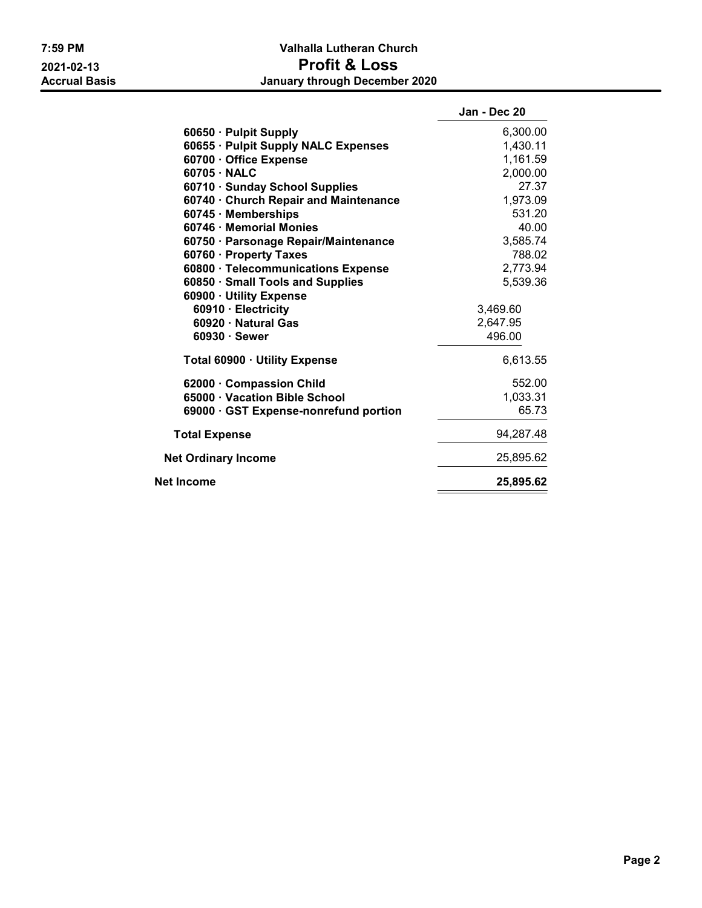| | | Jan - Dec 20 |
|---|---|---|
| 60650 · Pulpit Supply | | 6,300.00 |
| 60655 · Pulpit Supply NALC Expenses | | 1,430.11 |
| 60700 · Office Expense | | 1,161.59 |
| 60705 · NALC | | 2,000.00 |
| 60710 · Sunday School Supplies | | 27.37 |
| 60740 · Church Repair and Maintenance | | 1,973.09 |
| 60745 · Memberships | | 531.20 |
| 60746 · Memorial Monies | | 40.00 |
| 60750 · Parsonage Repair/Maintenance | | 3,585.74 |
| 60760 · Property Taxes | | 788.02 |
| 60800 · Telecommunications Expense | | 2,773.94 |
| 60850 · Small Tools and Supplies | | 5,539.36 |
| 60900 · Utility Expense | | |
| 60910 · Electricity | 3,469.60 | |
| 60920 · Natural Gas | 2,647.95 | |
| 60930 · Sewer | 496.00 | |
| Total 60900 · Utility Expense | | 6,613.55 |
| 62000 · Compassion Child | | 552.00 |
| 65000 · Vacation Bible School | | 1,033.31 |
| 69000 · GST Expense-nonrefund portion | | 65.73 |
| **Total Expense** | | 94,287.48 |
| **Net Ordinary Income** | | 25,895.62 |
| **Net Income** | | **25,895.62** |